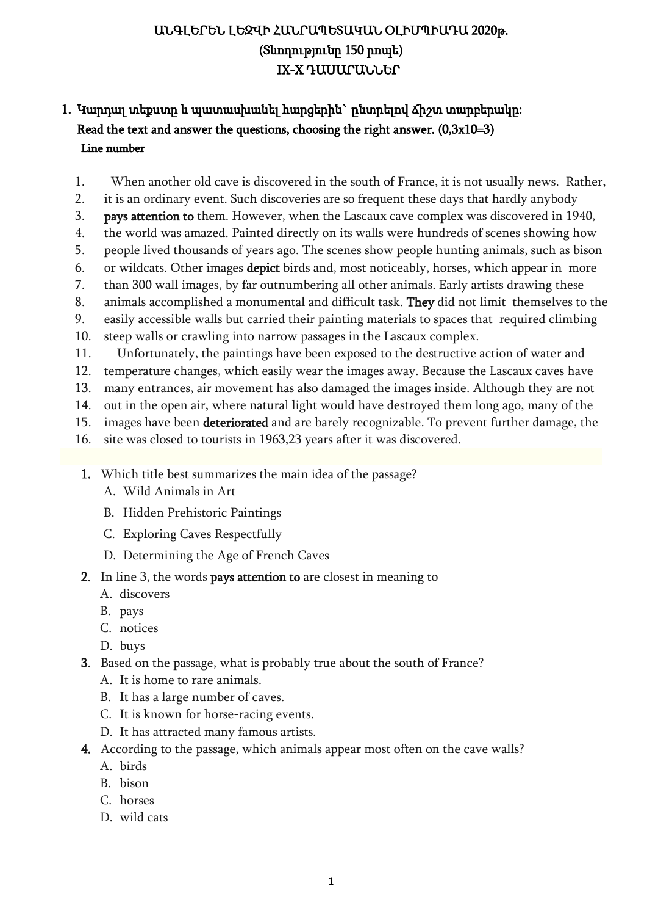# ԱՆԳԼԵՐԵՆ ԼԵԶՎԻ ՀԱՆՐԱՊԵՏԱԿԱՆ ՕԼԻՄՊԻԱԴԱ 2020թ.

**(Տևողությունը 150 րոպե)**

**IX-X ԴԱՍԱՐԱՆՆԵՐ**

## 1. Կարդալ տեքստը և պատասխանել հարցերին՝ ընտրելով ճիշտ տարբերակը:

**Read the text and answer the questions, choosing the right answer. (0,3x10=3)**

**Line number**

1. When another old cave is discovered in the south of France, it is not usually news. Rather,
2. it is an ordinary event. Such discoveries are so frequent these days that hardly anybody
3. **pays attention to** them. However, when the Lascaux cave complex was discovered in 1940,
4. the world was amazed. Painted directly on its walls were hundreds of scenes showing how
5. people lived thousands of years ago. The scenes show people hunting animals, such as bison
6. or wildcats. Other images **depict** birds and, most noticeably, horses, which appear in more
7. than 300 wall images, by far outnumbering all other animals. Early artists drawing these
8. animals accomplished a monumental and difficult task. **They** did not limit themselves to the
9. easily accessible walls but carried their painting materials to spaces that required climbing
10. steep walls or crawling into narrow passages in the Lascaux complex.
11. Unfortunately, the paintings have been exposed to the destructive action of water and
12. temperature changes, which easily wear the images away. Because the Lascaux caves have
13. many entrances, air movement has also damaged the images inside. Although they are not
14. out in the open air, where natural light would have destroyed them long ago, many of the
15. images have been **deteriorated** and are barely recognizable. To prevent further damage, the
16. site was closed to tourists in 1963,23 years after it was discovered.

**1.** Which title best summarizes the main idea of the passage?
   A. Wild Animals in Art
   B. Hidden Prehistoric Paintings
   C. Exploring Caves Respectfully
   D. Determining the Age of French Caves

**2.** In line 3, the words **pays attention to** are closest in meaning to
   A. discovers
   B. pays
   C. notices
   D. buys

**3.** Based on the passage, what is probably true about the south of France?
   A. It is home to rare animals.
   B. It has a large number of caves.
   C. It is known for horse-racing events.
   D. It has attracted many famous artists.

**4.** According to the passage, which animals appear most often on the cave walls?
   A. birds
   B. bison
   C. horses
   D. wild cats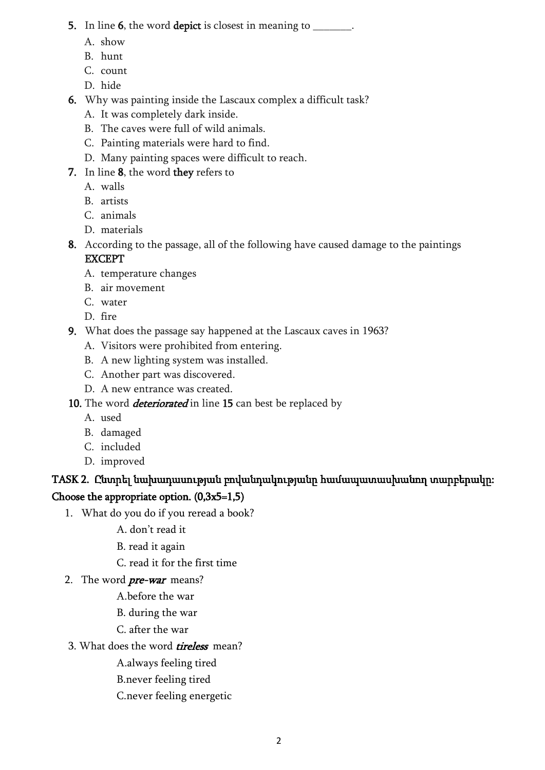**5.** In line **6**, the word **depict** is closest in meaning to _______.

A. show
B. hunt
C. count
D. hide

**6.** Why was painting inside the Lascaux complex a difficult task?

A. It was completely dark inside.
B. The caves were full of wild animals.
C. Painting materials were hard to find.
D. Many painting spaces were difficult to reach.

**7.** In line **8**, the word **they** refers to

A. walls
B. artists
C. animals
D. materials

**8.** According to the passage, all of the following have caused damage to the paintings **EXCEPT**

A. temperature changes
B. air movement
C. water
D. fire

**9.** What does the passage say happened at the Lascaux caves in 1963?

A. Visitors were prohibited from entering.
B. A new lighting system was installed.
C. Another part was discovered.
D. A new entrance was created.

**10.** The word ***deteriorated*** in line **15** can best be replaced by

A. used
B. damaged
C. included
D. improved

**TASK 2. Ընտրել նախադասության բովանդակությանը համապատասխանող տարբերակը: Choose the appropriate option. (0,3x5=1,5)**

1. What do you do if you reread a book?

   A. don't read it
   B. read it again
   C. read it for the first time

2. The word ***pre-war*** means?

   A.before the war
   B. during the war
   C. after the war

3. What does the word ***tireless*** mean?

   A.always feeling tired
   B.never feeling tired
   C.never feeling energetic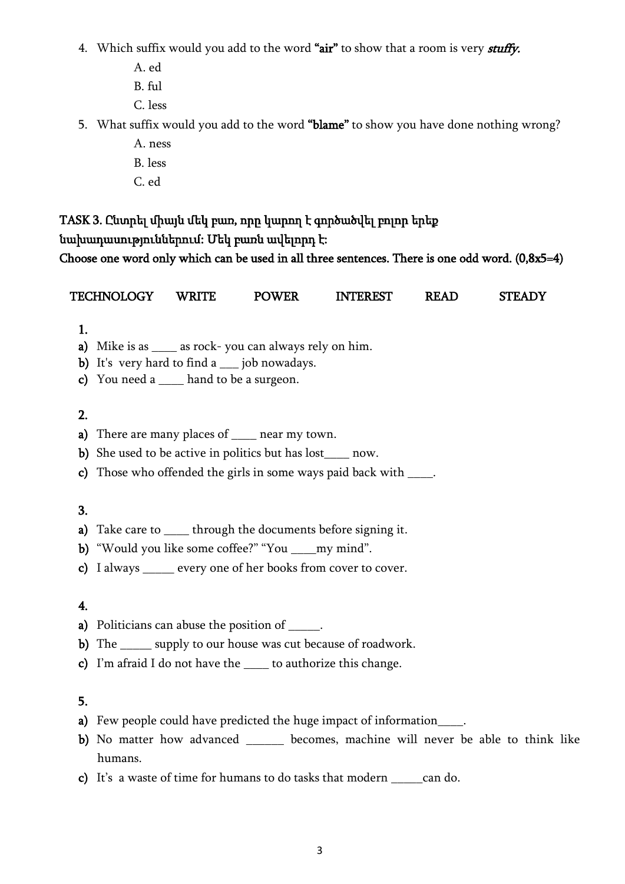4. Which suffix would you add to the word **"air"** to show that a room is very ***stuffy.***
   - A. ed
   - B. ful
   - C. less
5. What suffix would you add to the word **"blame"** to show you have done nothing wrong?
   - A. ness
   - B. less
   - C. ed

**TASK 3. Ընտրել միայն մեկ բառ, որը կարող է գործածվել բոլոր երեք նախադասություններում: Մեկ բառն ավելորդ է:**
**Choose one word only which can be used in all three sentences. There is one odd word. (0,8x5=4)**

**TECHNOLOGY WRITE POWER INTEREST READ STEADY**

**1.**

**a)** Mike is as ____ as rock- you can always rely on him.
**b)** It's very hard to find a ___ job nowadays.
**c)** You need a ____ hand to be a surgeon.

**2.**

**a)** There are many places of ____ near my town.
**b)** She used to be active in politics but has lost____ now.
**c)** Those who offended the girls in some ways paid back with ____.

**3.**

**a)** Take care to ____ through the documents before signing it.
**b)** "Would you like some coffee?" "You ____my mind".
**c)** I always _____ every one of her books from cover to cover.

**4.**

**a)** Politicians can abuse the position of _____.
**b)** The _____ supply to our house was cut because of roadwork.
**c)** I'm afraid I do not have the ____ to authorize this change.

**5.**

**a)** Few people could have predicted the huge impact of information____.
**b)** No matter how advanced ______ becomes, machine will never be able to think like humans.
**c)** It's a waste of time for humans to do tasks that modern _____can do.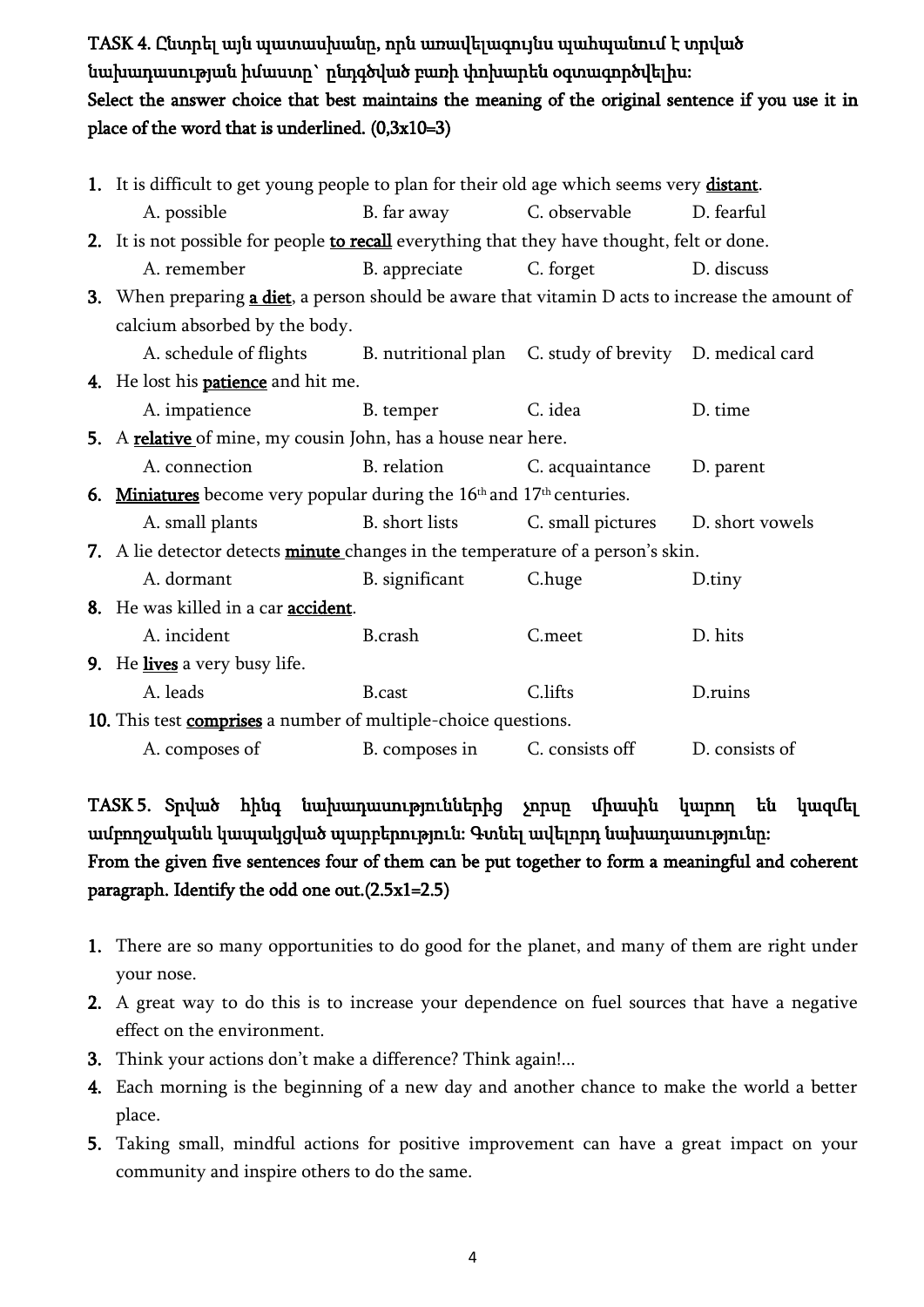**TASK 4. Ընտրել այն պատասխանը, որն առավելագույնս պահպանում է տրված նախադասության իմաստը՝ ընդգծված բառի փոխարեն օգտագործվելիս:**
**Select the answer choice that best maintains the meaning of the original sentence if you use it in place of the word that is underlined. (0,3x10=3)**

1. It is difficult to get young people to plan for their old age which seems very **distant**.
   A. possible B. far away C. observable D. fearful
2. It is not possible for people **to recall** everything that they have thought, felt or done.
   A. remember B. appreciate C. forget D. discuss
3. When preparing **a diet**, a person should be aware that vitamin D acts to increase the amount of calcium absorbed by the body.
   A. schedule of flights B. nutritional plan C. study of brevity D. medical card
4. He lost his **patience** and hit me.
   A. impatience B. temper C. idea D. time
5. A **relative** of mine, my cousin John, has a house near here.
   A. connection B. relation C. acquaintance D. parent
6. **Miniatures** become very popular during the 16th and 17th centuries.
   A. small plants B. short lists C. small pictures D. short vowels
7. A lie detector detects **minute** changes in the temperature of a person's skin.
   A. dormant B. significant C.huge D.tiny
8. He was killed in a car **accident**.
   A. incident B.crash C.meet D. hits
9. He **lives** a very busy life.
   A. leads B.cast C.lifts D.ruins
10. This test **comprises** a number of multiple-choice questions.
    A. composes of B. composes in C. consists off D. consists of

**TASK 5. Տրված հինգ նախադասություններից չորսը միասին կարող են կազմել ամբողջական կապակցված պարբերություն: Գտնել ավելորդ նախադասությունը:**
**From the given five sentences four of them can be put together to form a meaningful and coherent paragraph. Identify the odd one out.(2.5x1=2.5)**

1. There are so many opportunities to do good for the planet, and many of them are right under your nose.
2. A great way to do this is to increase your dependence on fuel sources that have a negative effect on the environment.
3. Think your actions don't make a difference? Think again!...
4. Each morning is the beginning of a new day and another chance to make the world a better place.
5. Taking small, mindful actions for positive improvement can have a great impact on your community and inspire others to do the same.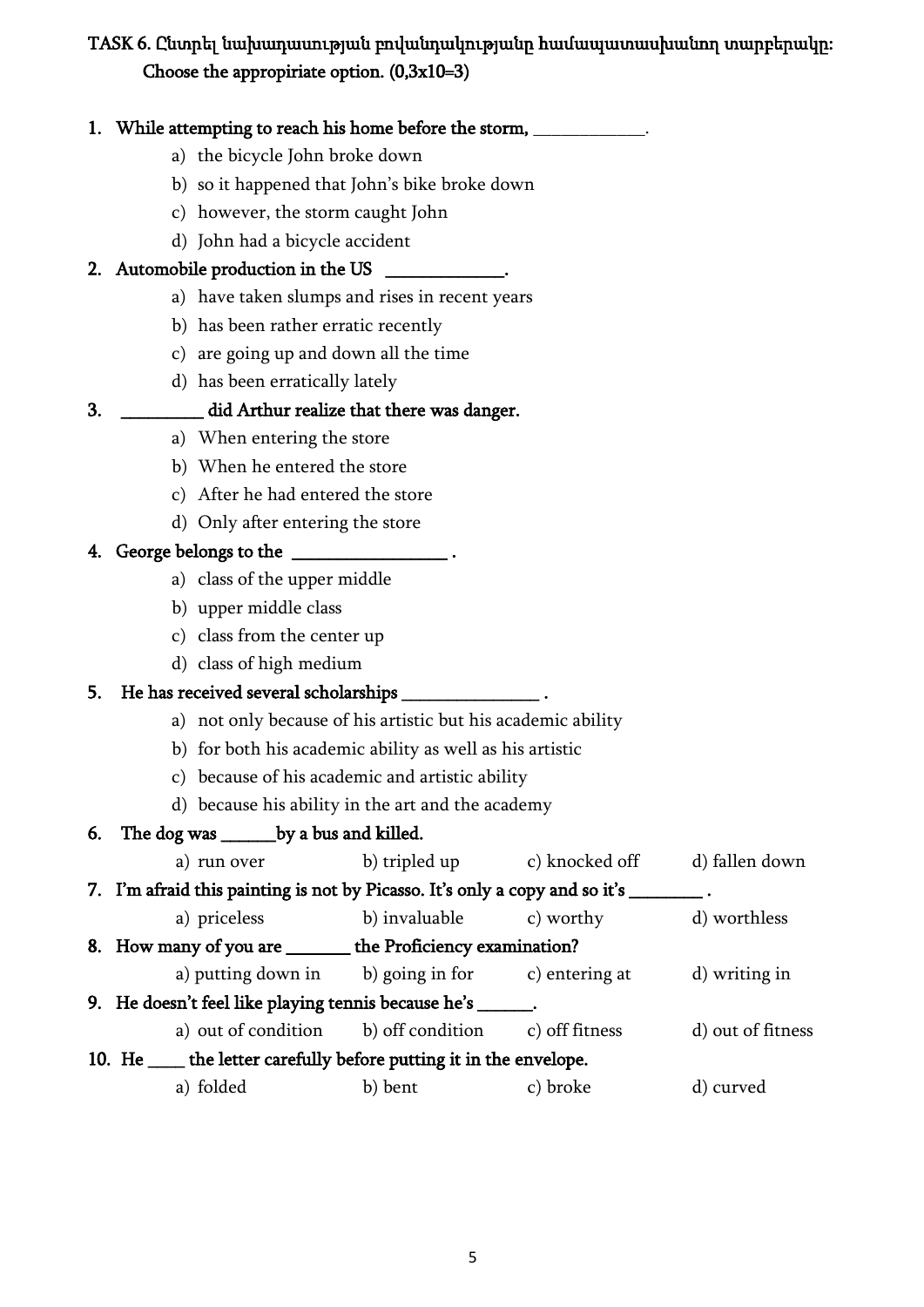**TASK 6. Ընտրել նախադասության բովանդակությանը համապատասխանող տարբերակը: Choose the appropiriate option. (0,3x10=3)**

1. **While attempting to reach his home before the storm, ____________.**
   - a) the bicycle John broke down
   - b) so it happened that John's bike broke down
   - c) however, the storm caught John
   - d) John had a bicycle accident
2. **Automobile production in the US _____________.**
   - a) have taken slumps and rises in recent years
   - b) has been rather erratic recently
   - c) are going up and down all the time
   - d) has been erratically lately
3. **_________ did Arthur realize that there was danger.**
   - a) When entering the store
   - b) When he entered the store
   - c) After he had entered the store
   - d) Only after entering the store
4. **George belongs to the _________________ .**
   - a) class of the upper middle
   - b) upper middle class
   - c) class from the center up
   - d) class of high medium
5. **He has received several scholarships _______________ .**
   - a) not only because of his artistic but his academic ability
   - b) for both his academic ability as well as his artistic
   - c) because of his academic and artistic ability
   - d) because his ability in the art and the academy
6. **The dog was ______by a bus and killed.**
   a) run over    b) tripled up    c) knocked off    d) fallen down
7. **I'm afraid this painting is not by Picasso. It's only a copy and so it's ________ .**
   a) priceless    b) invaluable    c) worthy    d) worthless
8. **How many of you are _______ the Proficiency examination?**
   a) putting down in    b) going in for    c) entering at    d) writing in
9. **He doesn't feel like playing tennis because he's ______.**
   a) out of condition    b) off condition    c) off fitness    d) out of fitness
10. **He ____ the letter carefully before putting it in the envelope.**
    a) folded    b) bent    c) broke    d) curved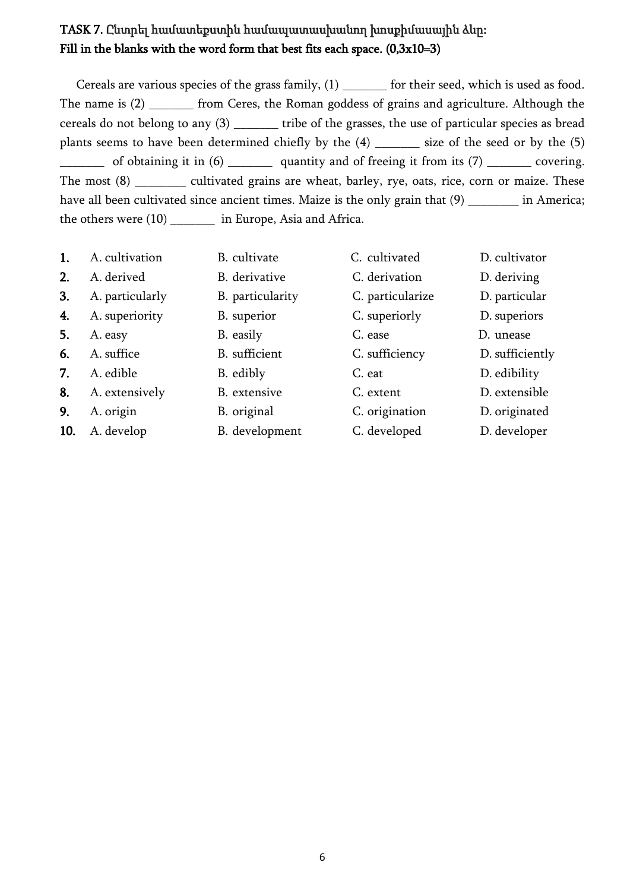**TASK 7. Ընտրել համատեքստին համապատասխանող խոսքիմասային ձևը:**
**Fill in the blanks with the word form that best fits each space. (0,3x10=3)**

Cereals are various species of the grass family, (1) _______ for their seed, which is used as food. The name is (2) _______ from Ceres, the Roman goddess of grains and agriculture. Although the cereals do not belong to any (3) _______ tribe of the grasses, the use of particular species as bread plants seems to have been determined chiefly by the (4) _______ size of the seed or by the (5) _______ of obtaining it in (6) _______ quantity and of freeing it from its (7) _______ covering. The most (8) ________ cultivated grains are wheat, barley, rye, oats, rice, corn or maize. These have all been cultivated since ancient times. Maize is the only grain that (9) ________ in America; the others were (10) _______ in Europe, Asia and Africa.

| | | | | |
|---|---|---|---|---|
| **1.** | A. cultivation | B. cultivate | C. cultivated | D. cultivator |
| **2.** | A. derived | B. derivative | C. derivation | D. deriving |
| **3.** | A. particularly | B. particularity | C. particularize | D. particular |
| **4.** | A. superiority | B. superior | C. superiorly | D. superiors |
| **5.** | A. easy | B. easily | C. ease | D. unease |
| **6.** | A. suffice | B. sufficient | C. sufficiency | D. sufficiently |
| **7.** | A. edible | B. edibly | C. eat | D. edibility |
| **8.** | A. extensively | B. extensive | C. extent | D. extensible |
| **9.** | A. origin | B. original | C. origination | D. originated |
| **10.** | A. develop | B. development | C. developed | D. developer |